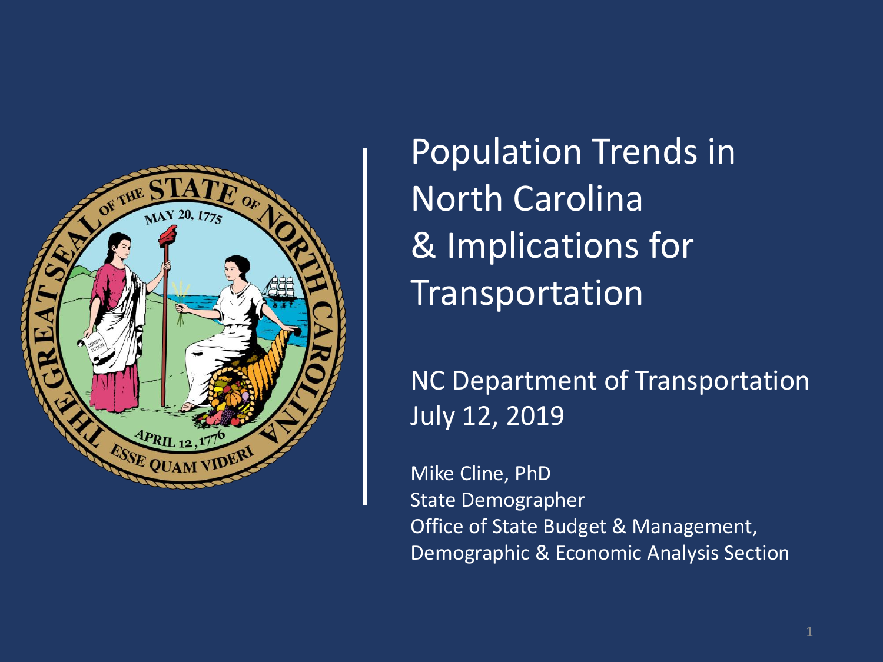# Population Trends in North Carolina & Implications for Transportation

NC Department of Transportation
July 12, 2019

Mike Cline, PhD
State Demographer
Office of State Budget & Management,
Demographic & Economic Analysis Section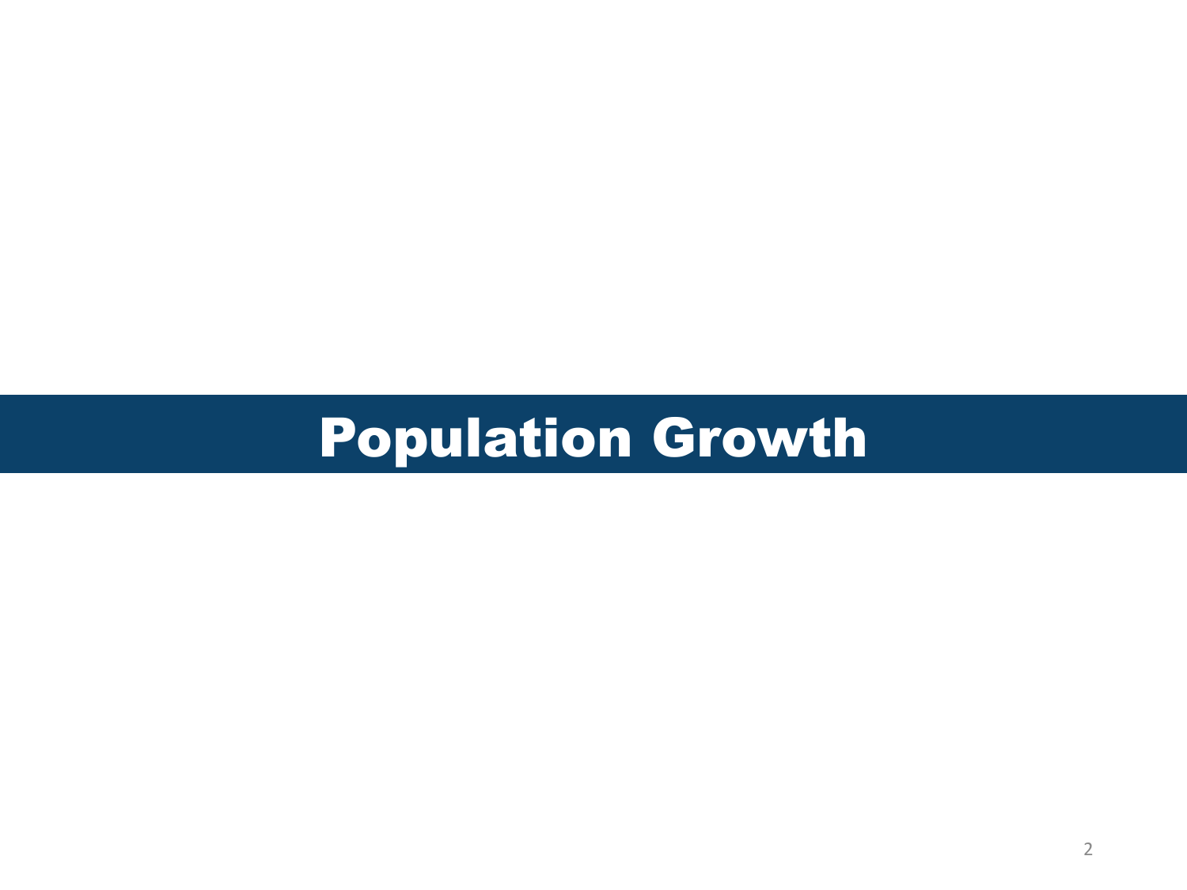# Population Growth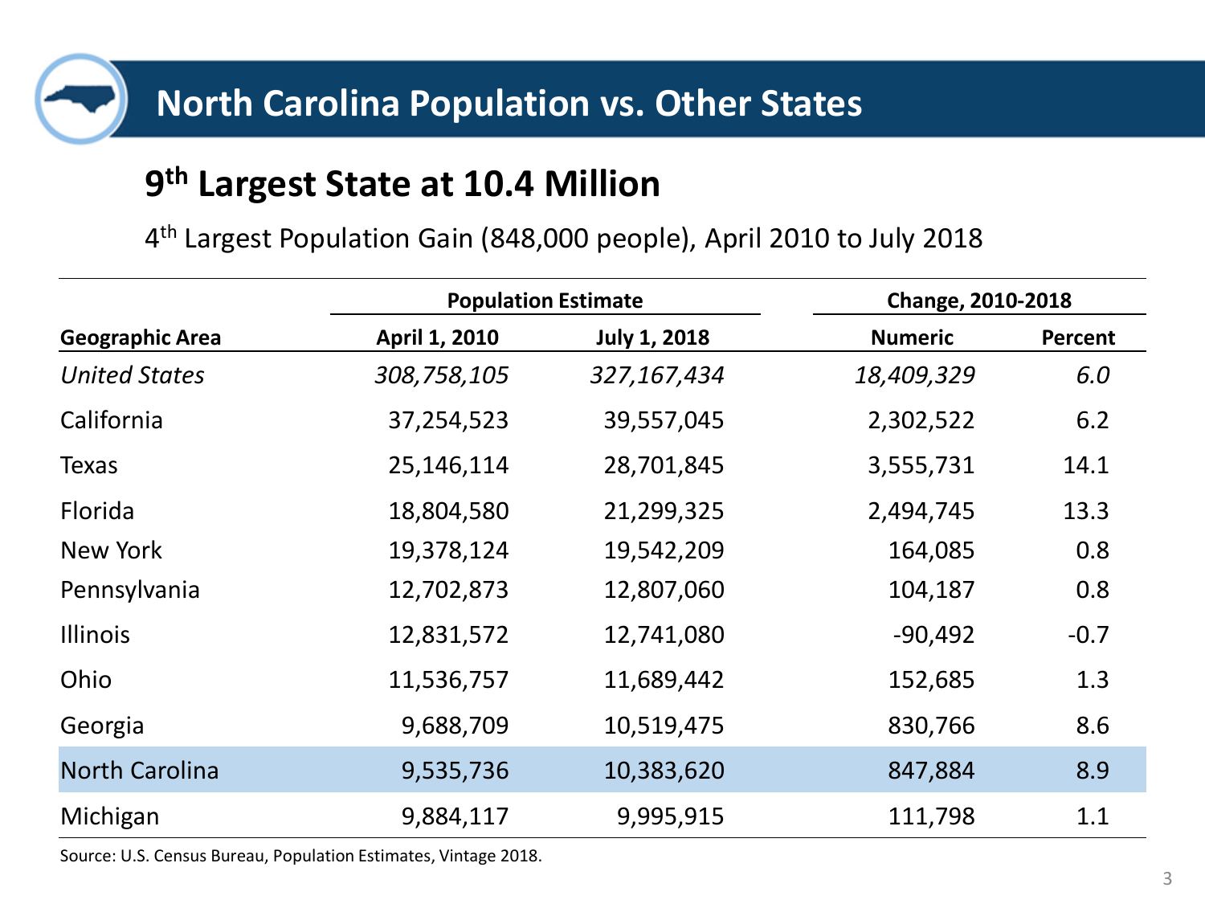# North Carolina Population vs. Other States

## 9th Largest State at 10.4 Million

4th Largest Population Gain (848,000 people), April 2010 to July 2018

| | Population Estimate | | Change, 2010-2018 | |
|---|---|---|---|---|
| **Geographic Area** | **April 1, 2010** | **July 1, 2018** | **Numeric** | **Percent** |
| *United States* | *308,758,105* | *327,167,434* | *18,409,329* | *6.0* |
| California | 37,254,523 | 39,557,045 | 2,302,522 | 6.2 |
| Texas | 25,146,114 | 28,701,845 | 3,555,731 | 14.1 |
| Florida | 18,804,580 | 21,299,325 | 2,494,745 | 13.3 |
| New York | 19,378,124 | 19,542,209 | 164,085 | 0.8 |
| Pennsylvania | 12,702,873 | 12,807,060 | 104,187 | 0.8 |
| Illinois | 12,831,572 | 12,741,080 | -90,492 | -0.7 |
| Ohio | 11,536,757 | 11,689,442 | 152,685 | 1.3 |
| Georgia | 9,688,709 | 10,519,475 | 830,766 | 8.6 |
| North Carolina | 9,535,736 | 10,383,620 | 847,884 | 8.9 |
| Michigan | 9,884,117 | 9,995,915 | 111,798 | 1.1 |

Source: U.S. Census Bureau, Population Estimates, Vintage 2018.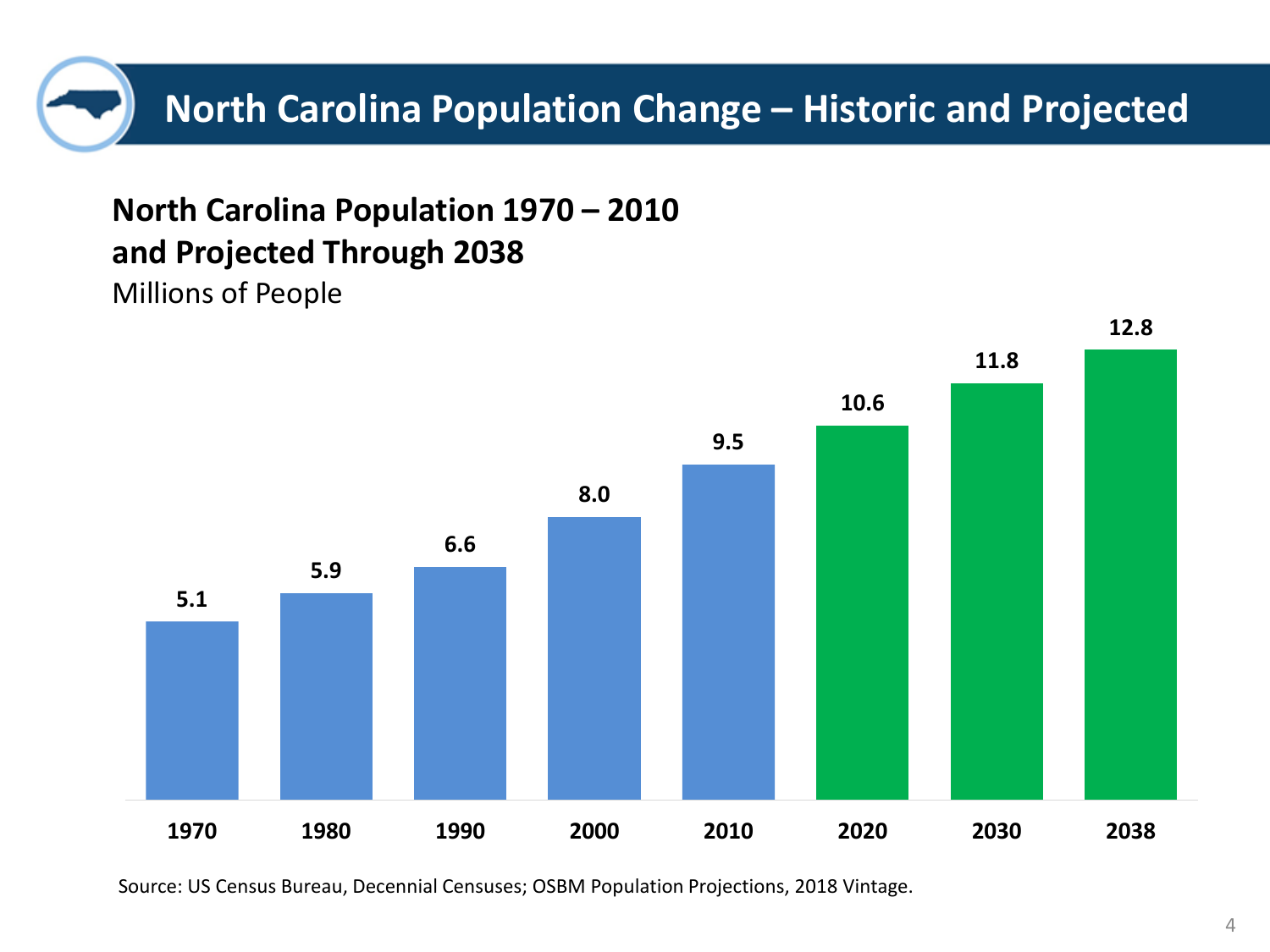# North Carolina Population Change – Historic and Projected

**North Carolina Population 1970 – 2010 and Projected Through 2038**

Millions of People

| 1970 | 1980 | 1990 | 2000 | 2010 | 2020 | 2030 | 2038 |
|---|---|---|---|---|---|---|---|
| 5.1 | 5.9 | 6.6 | 8.0 | 9.5 | 10.6 | 11.8 | 12.8 |

Source: US Census Bureau, Decennial Censuses; OSBM Population Projections, 2018 Vintage.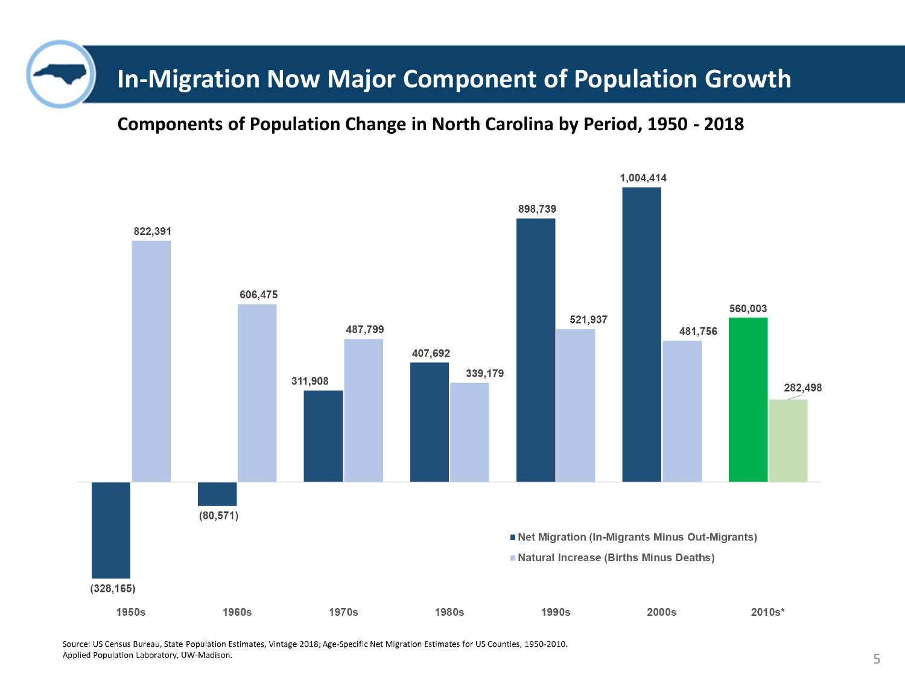# In-Migration Now Major Component of Population Growth

## Components of Population Change in North Carolina by Period, 1950 - 2018

| Period | Net Migration (In-Migrants Minus Out-Migrants) | Natural Increase (Births Minus Deaths) |
|---|---|---|
| 1950s | (328,165) | 822,391 |
| 1960s | (80,571) | 606,475 |
| 1970s | 311,908 | 487,799 |
| 1980s | 407,692 | 339,179 |
| 1990s | 898,739 | 521,937 |
| 2000s | 1,004,414 | 481,756 |
| 2010s* | 560,003 | 282,498 |

Source: US Census Bureau, State Population Estimates, Vintage 2018; Age-Specific Net Migration Estimates for US Counties, 1950-2010. Applied Population Laboratory, UW-Madison.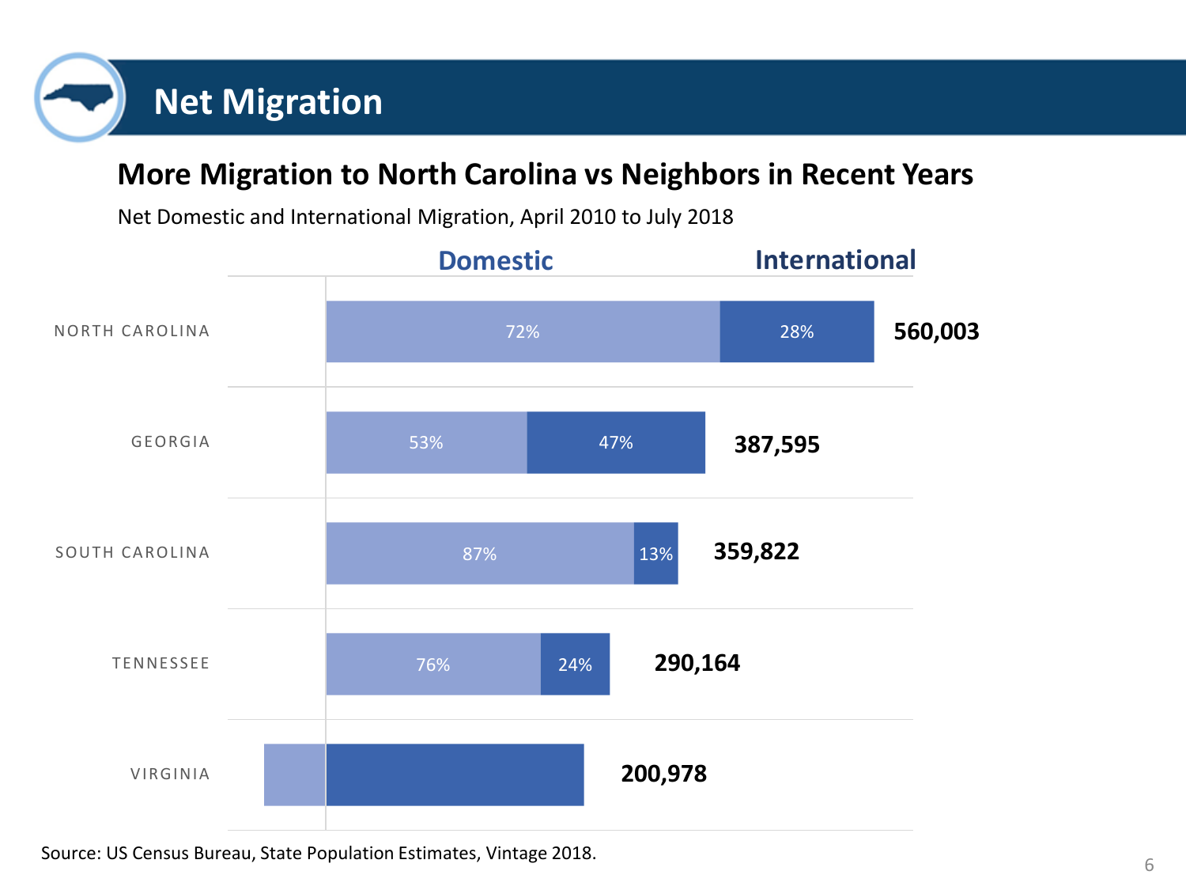# Net Migration

## More Migration to North Carolina vs Neighbors in Recent Years

Net Domestic and International Migration, April 2010 to July 2018

| State | Domestic | International | Total |
| --- | --- | --- | --- |
| NORTH CAROLINA | 72% | 28% | 560,003 |
| GEORGIA | 53% | 47% | 387,595 |
| SOUTH CAROLINA | 87% | 13% | 359,822 |
| TENNESSEE | 76% | 24% | 290,164 |
| VIRGINIA | | | 200,978 |

Source: US Census Bureau, State Population Estimates, Vintage 2018.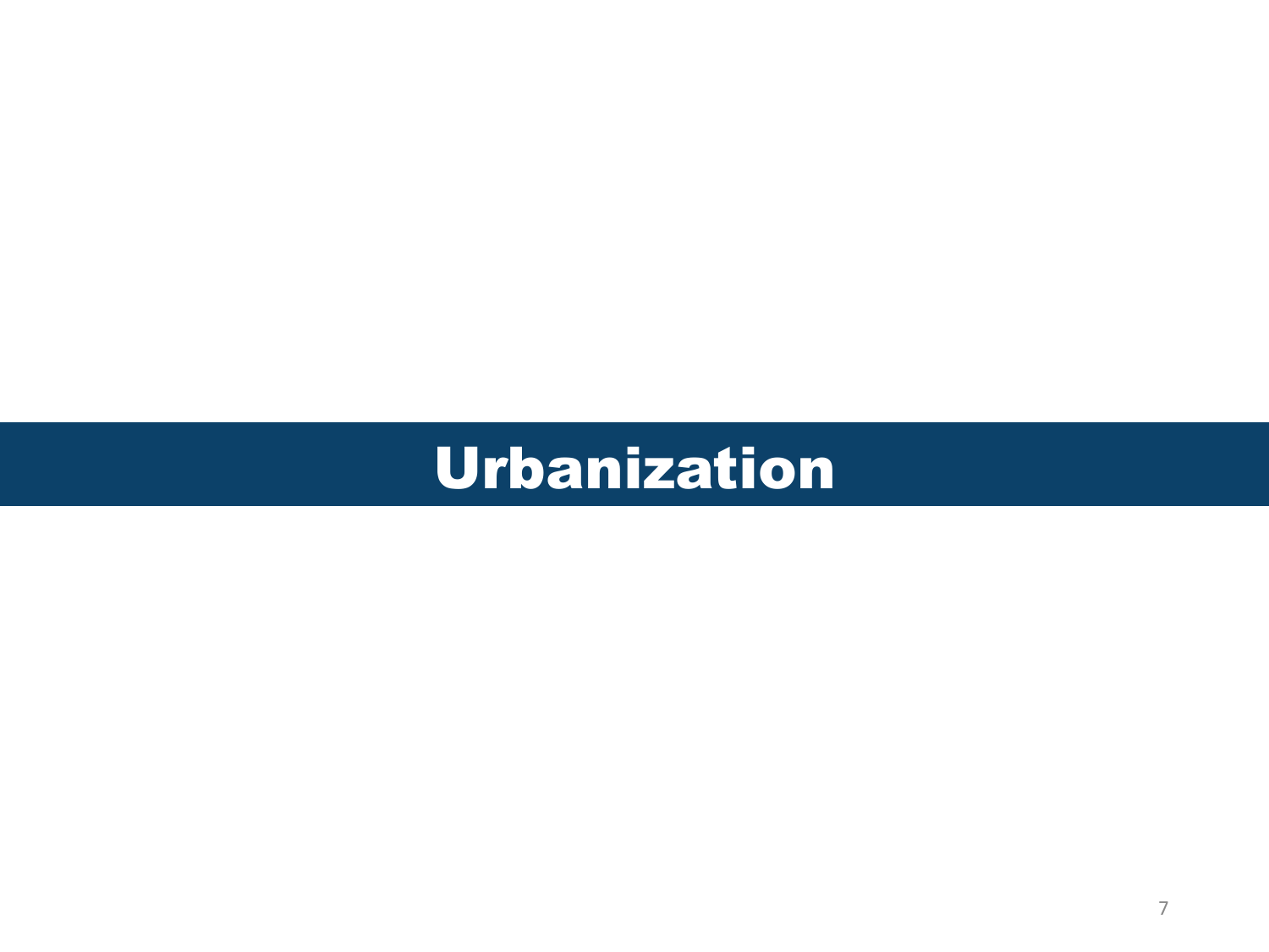# Urbanization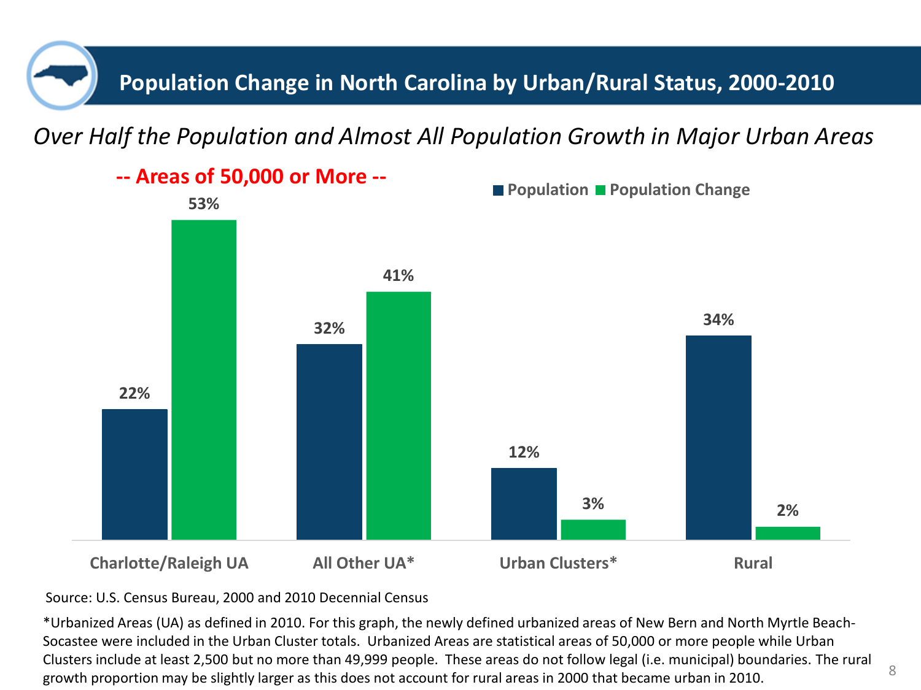# Population Change in North Carolina by Urban/Rural Status, 2000-2010

*Over Half the Population and Almost All Population Growth in Major Urban Areas*

**-- Areas of 50,000 or More --**

| | Population | Population Change |
|---|---|---|
| Charlotte/Raleigh UA | 22% | 53% |
| All Other UA* | 32% | 41% |
| Urban Clusters* | 12% | 3% |
| Rural | 34% | 2% |

Source: U.S. Census Bureau, 2000 and 2010 Decennial Census

*Urbanized Areas (UA) as defined in 2010. For this graph, the newly defined urbanized areas of New Bern and North Myrtle Beach-Socastee were included in the Urban Cluster totals. Urbanized Areas are statistical areas of 50,000 or more people while Urban Clusters include at least 2,500 but no more than 49,999 people. These areas do not follow legal (i.e. municipal) boundaries. The rural growth proportion may be slightly larger as this does not account for rural areas in 2000 that became urban in 2010.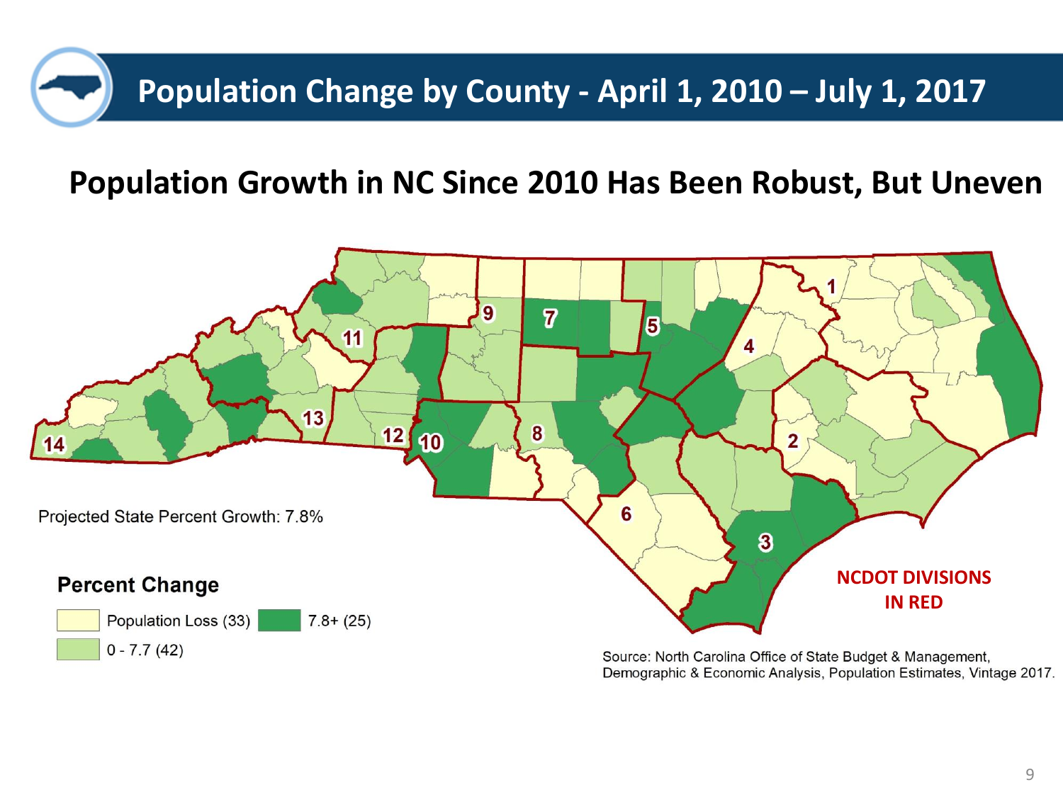# Population Change by County - April 1, 2010 – July 1, 2017

## Population Growth in NC Since 2010 Has Been Robust, But Uneven

Projected State Percent Growth: 7.8%

**Percent Change**

- Population Loss (33)
- 7.8+ (25)
- 0 - 7.7 (42)

NCDOT DIVISIONS IN RED

Source: North Carolina Office of State Budget & Management, Demographic & Economic Analysis, Population Estimates, Vintage 2017.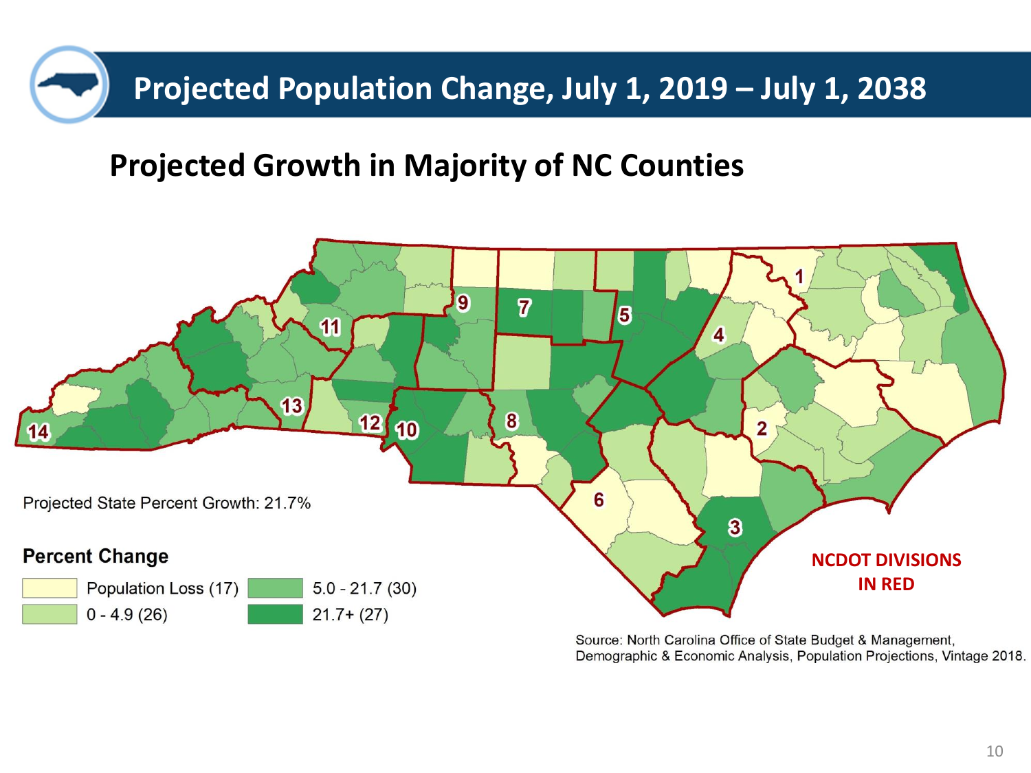# Projected Population Change, July 1, 2019 – July 1, 2038

## Projected Growth in Majority of NC Counties

Projected State Percent Growth: 21.7%

**Percent Change**

- Population Loss (17)
- 0 - 4.9 (26)
- 5.0 - 21.7 (30)
- 21.7+ (27)

NCDOT DIVISIONS IN RED

Source: North Carolina Office of State Budget & Management, Demographic & Economic Analysis, Population Projections, Vintage 2018.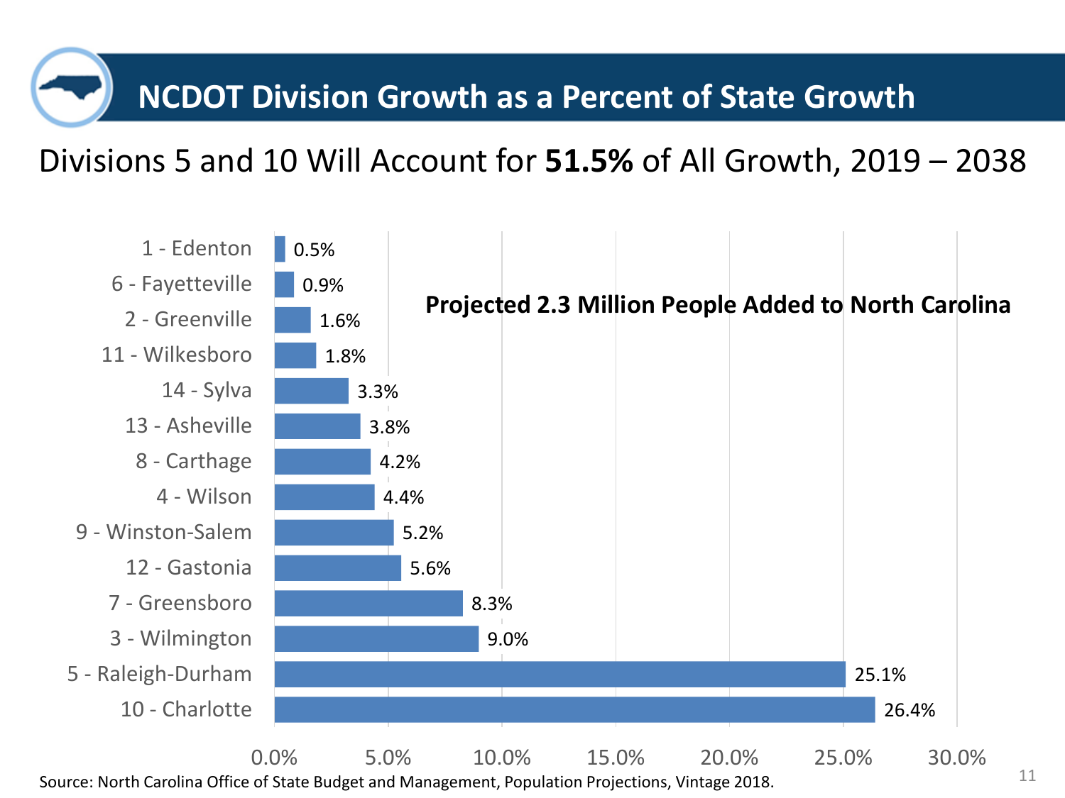# NCDOT Division Growth as a Percent of State Growth

## Divisions 5 and 10 Will Account for **51.5%** of All Growth, 2019 – 2038

**Projected 2.3 Million People Added to North Carolina**

| Division | Percent of State Growth |
|---|---|
| 1 - Edenton | 0.5% |
| 6 - Fayetteville | 0.9% |
| 2 - Greenville | 1.6% |
| 11 - Wilkesboro | 1.8% |
| 14 - Sylva | 3.3% |
| 13 - Asheville | 3.8% |
| 8 - Carthage | 4.2% |
| 4 - Wilson | 4.4% |
| 9 - Winston-Salem | 5.2% |
| 12 - Gastonia | 5.6% |
| 7 - Greensboro | 8.3% |
| 3 - Wilmington | 9.0% |
| 5 - Raleigh-Durham | 25.1% |
| 10 - Charlotte | 26.4% |

Source: North Carolina Office of State Budget and Management, Population Projections, Vintage 2018.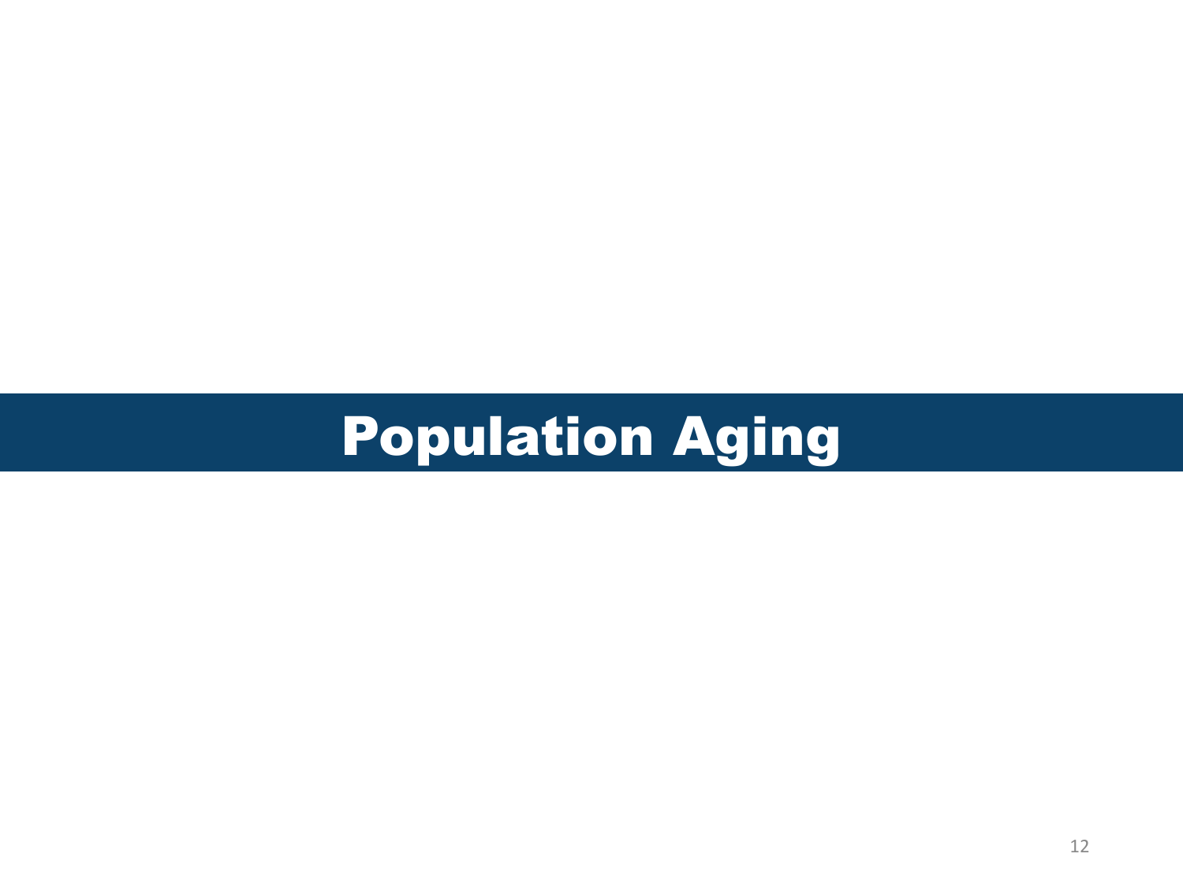# Population Aging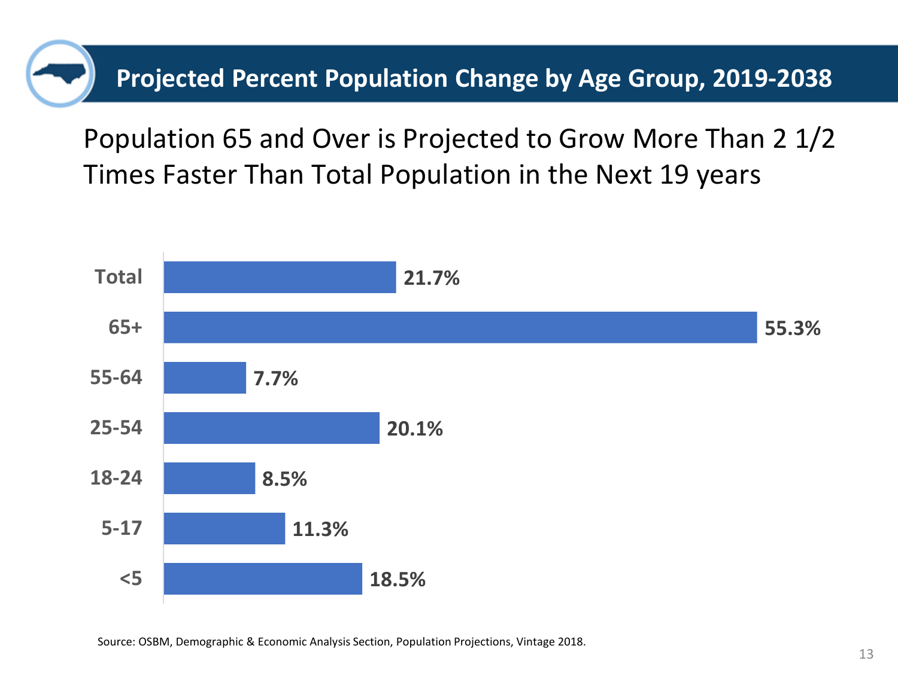# Projected Percent Population Change by Age Group, 2019-2038

## Population 65 and Over is Projected to Grow More Than 2 1/2 Times Faster Than Total Population in the Next 19 years

| Age Group | Percent Change |
|---|---|
| Total | 21.7% |
| 65+ | 55.3% |
| 55-64 | 7.7% |
| 25-54 | 20.1% |
| 18-24 | 8.5% |
| 5-17 | 11.3% |
| <5 | 18.5% |

Source: OSBM, Demographic & Economic Analysis Section, Population Projections, Vintage 2018.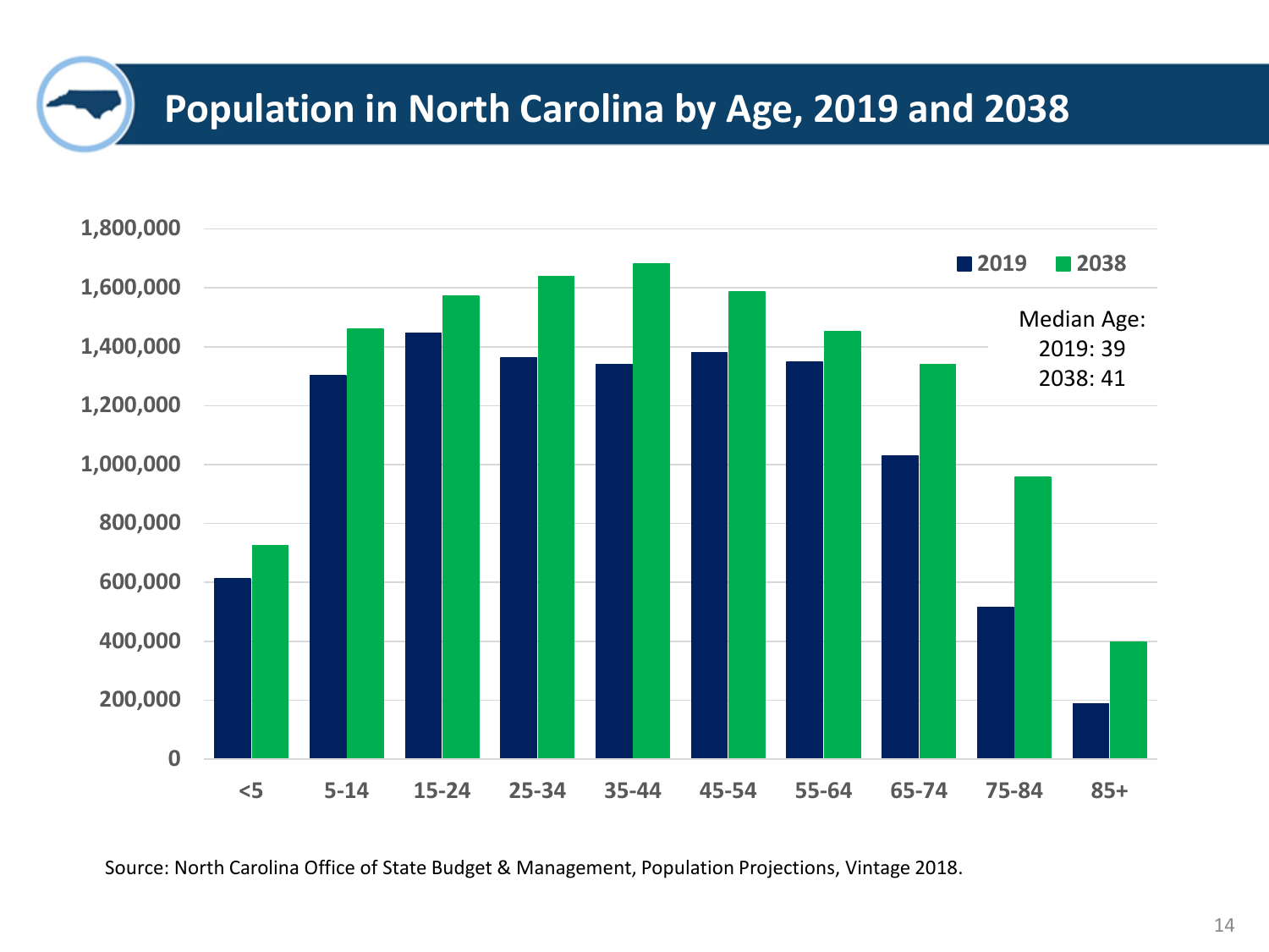# Population in North Carolina by Age, 2019 and 2038

Median Age:
2019: 39
2038: 41

| Age | 2019 | 2038 |
|---|---|---|
| <5 | | |
| 5-14 | | |
| 15-24 | | |
| 25-34 | | |
| 35-44 | | |
| 45-54 | | |
| 55-64 | | |
| 65-74 | | |
| 75-84 | | |
| 85+ | | |

Source: North Carolina Office of State Budget & Management, Population Projections, Vintage 2018.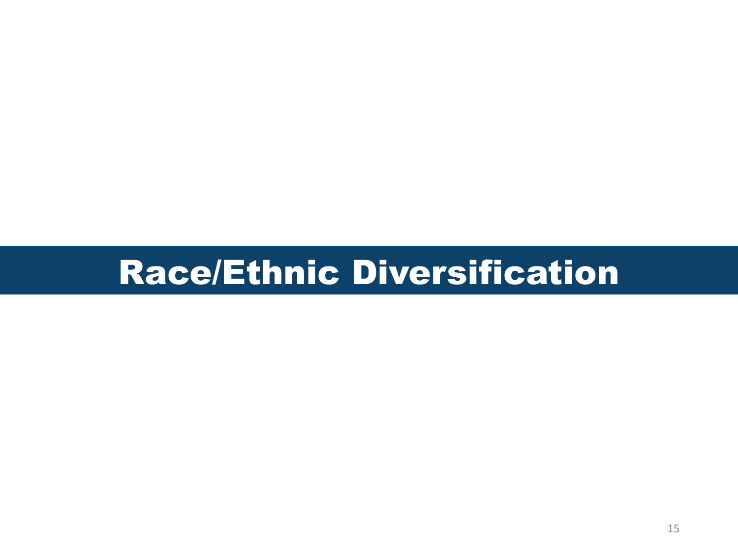# Race/Ethnic Diversification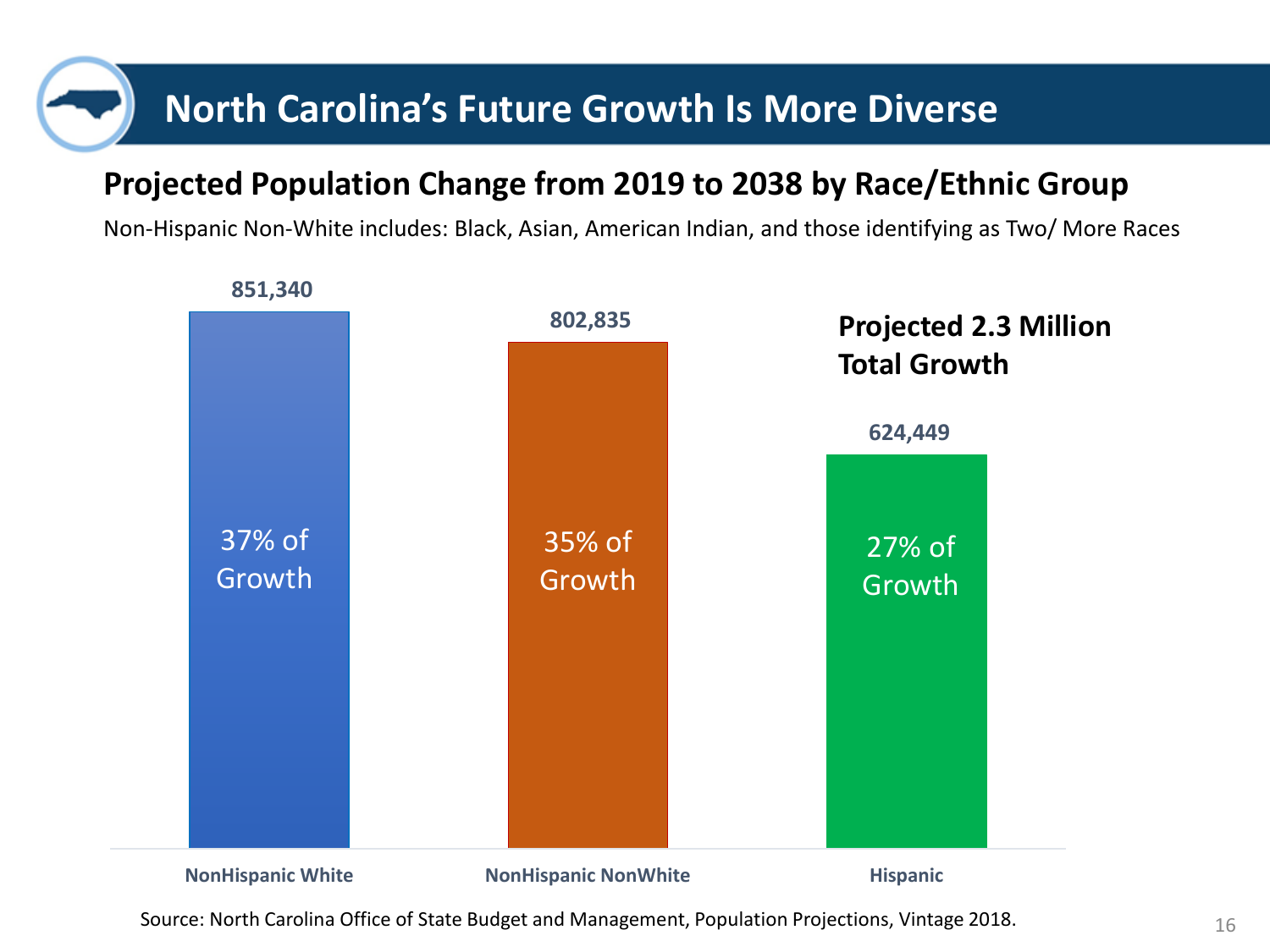# North Carolina's Future Growth Is More Diverse

## Projected Population Change from 2019 to 2038 by Race/Ethnic Group

Non-Hispanic Non-White includes: Black, Asian, American Indian, and those identifying as Two/ More Races

| Group | Projected Change | Share of Growth |
| --- | --- | --- |
| NonHispanic White | 851,340 | 37% of Growth |
| NonHispanic NonWhite | 802,835 | 35% of Growth |
| Hispanic | 624,449 | 27% of Growth |

**Projected 2.3 Million Total Growth**

Source: North Carolina Office of State Budget and Management, Population Projections, Vintage 2018.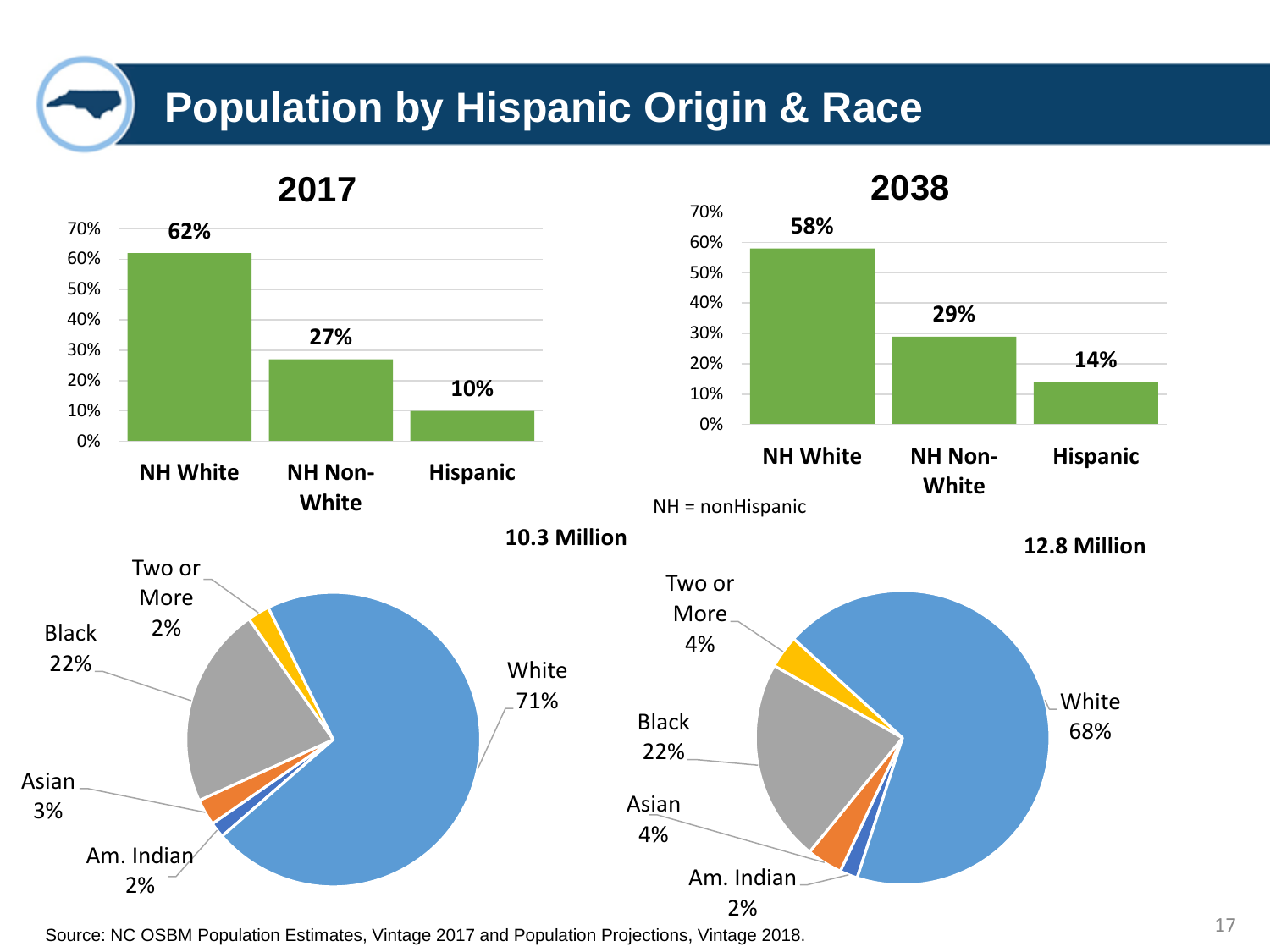# Population by Hispanic Origin & Race

## 2017

| | NH White | NH Non-White | Hispanic |
|---|---|---|---|
| 2017 | 62% | 27% | 10% |

**10.3 Million**

| Race | Percent |
|---|---|
| White | 71% |
| Black | 22% |
| Two or More | 2% |
| Asian | 3% |
| Am. Indian | 2% |

## 2038

| | NH White | NH Non-White | Hispanic |
|---|---|---|---|
| 2038 | 58% | 29% | 14% |

NH = nonHispanic

**12.8 Million**

| Race | Percent |
|---|---|
| White | 68% |
| Black | 22% |
| Two or More | 4% |
| Asian | 4% |
| Am. Indian | 2% |

Source: NC OSBM Population Estimates, Vintage 2017 and Population Projections, Vintage 2018.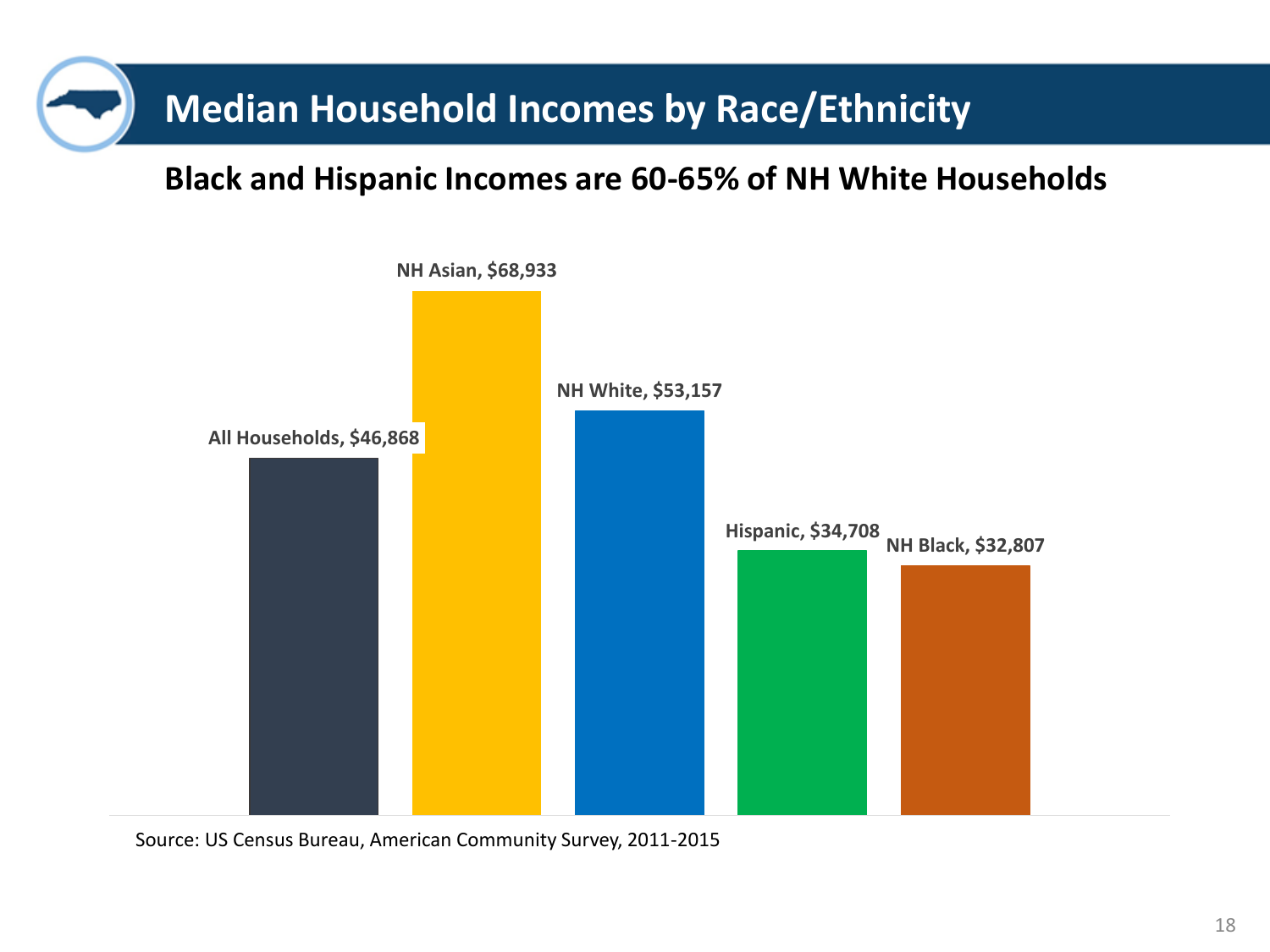# Median Household Incomes by Race/Ethnicity

## Black and Hispanic Incomes are 60-65% of NH White Households

| Category | Median Household Income |
|---|---|
| All Households | $46,868 |
| NH Asian | $68,933 |
| NH White | $53,157 |
| Hispanic | $34,708 |
| NH Black | $32,807 |

Source: US Census Bureau, American Community Survey, 2011-2015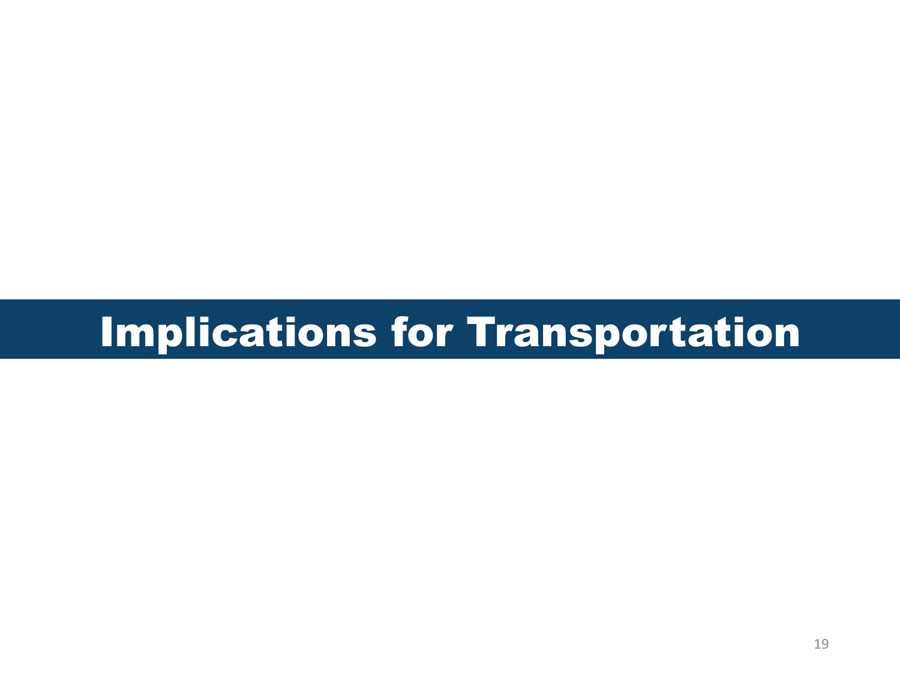# Implications for Transportation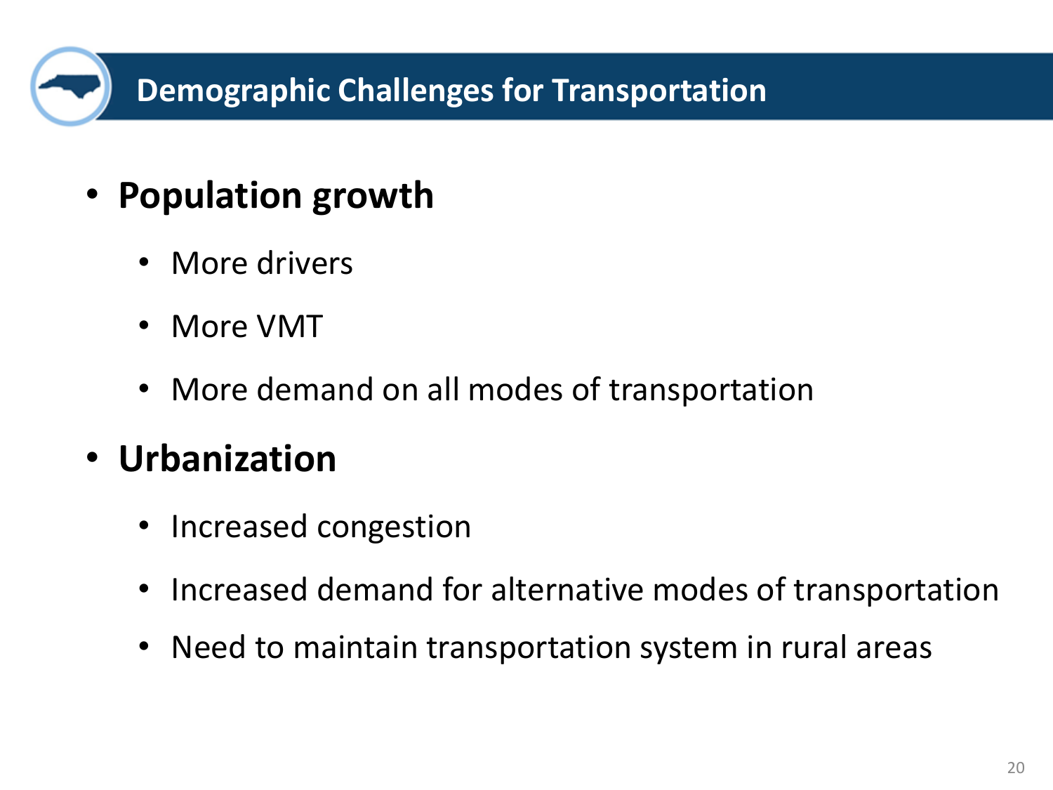# Demographic Challenges for Transportation

- **Population growth**
  - More drivers
  - More VMT
  - More demand on all modes of transportation
- **Urbanization**
  - Increased congestion
  - Increased demand for alternative modes of transportation
  - Need to maintain transportation system in rural areas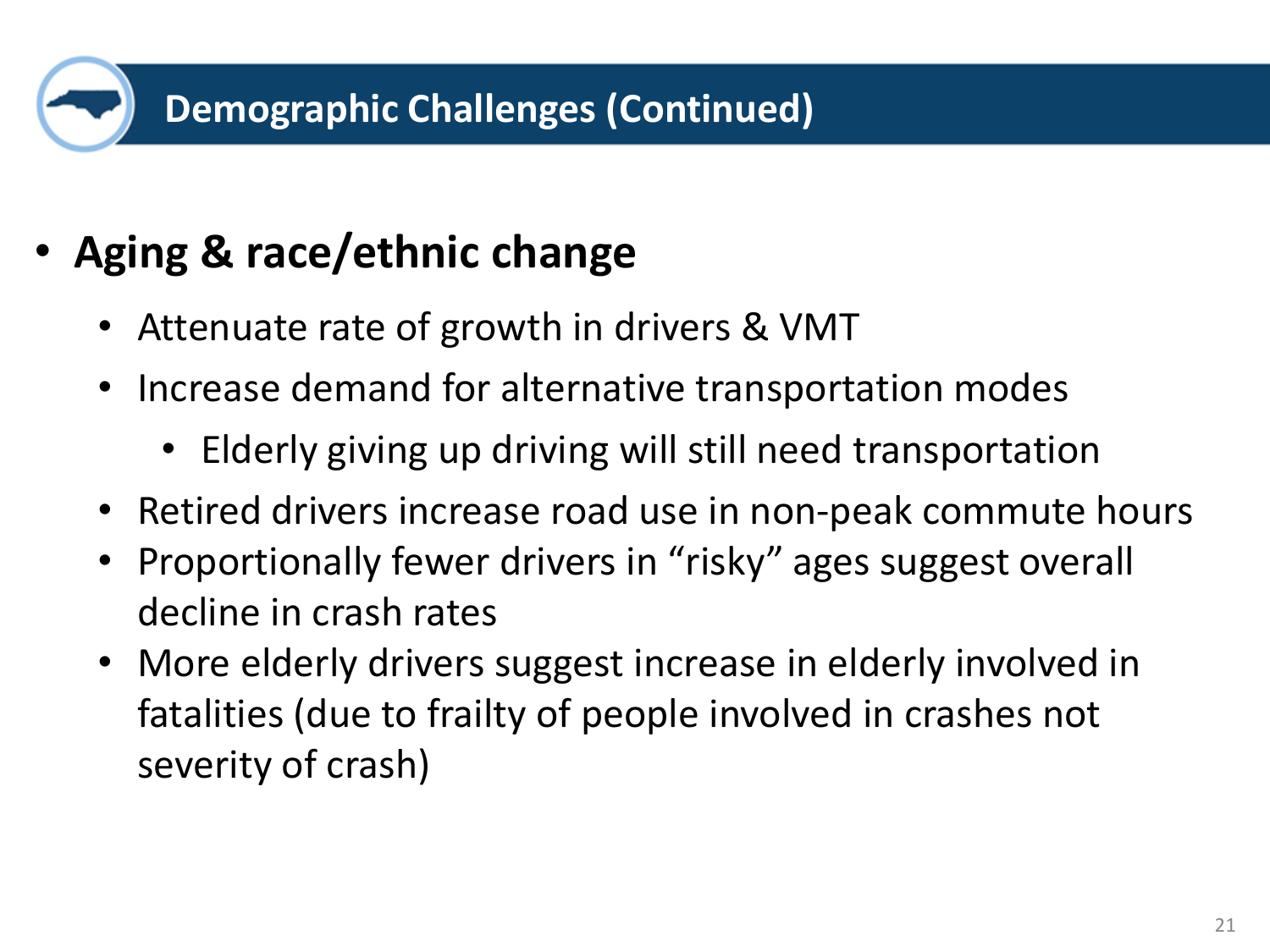## Demographic Challenges (Continued)

- **Aging & race/ethnic change**
  - Attenuate rate of growth in drivers & VMT
  - Increase demand for alternative transportation modes
    - Elderly giving up driving will still need transportation
  - Retired drivers increase road use in non-peak commute hours
  - Proportionally fewer drivers in "risky" ages suggest overall decline in crash rates
  - More elderly drivers suggest increase in elderly involved in fatalities (due to frailty of people involved in crashes not severity of crash)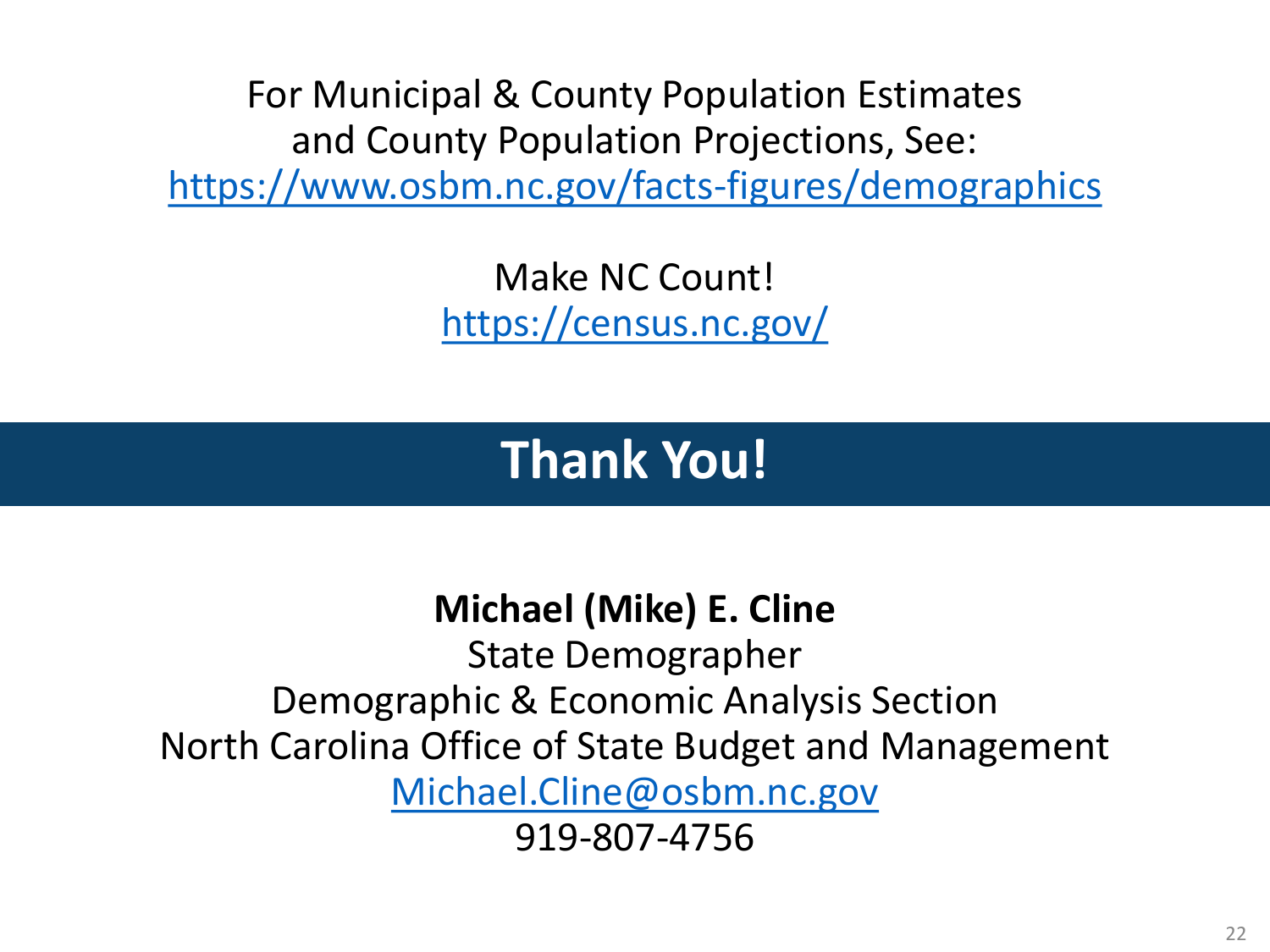For Municipal & County Population Estimates
and County Population Projections, See:
https://www.osbm.nc.gov/facts-figures/demographics

Make NC Count!
https://census.nc.gov/

## Thank You!

**Michael (Mike) E. Cline**
State Demographer
Demographic & Economic Analysis Section
North Carolina Office of State Budget and Management
Michael.Cline@osbm.nc.gov
919-807-4756